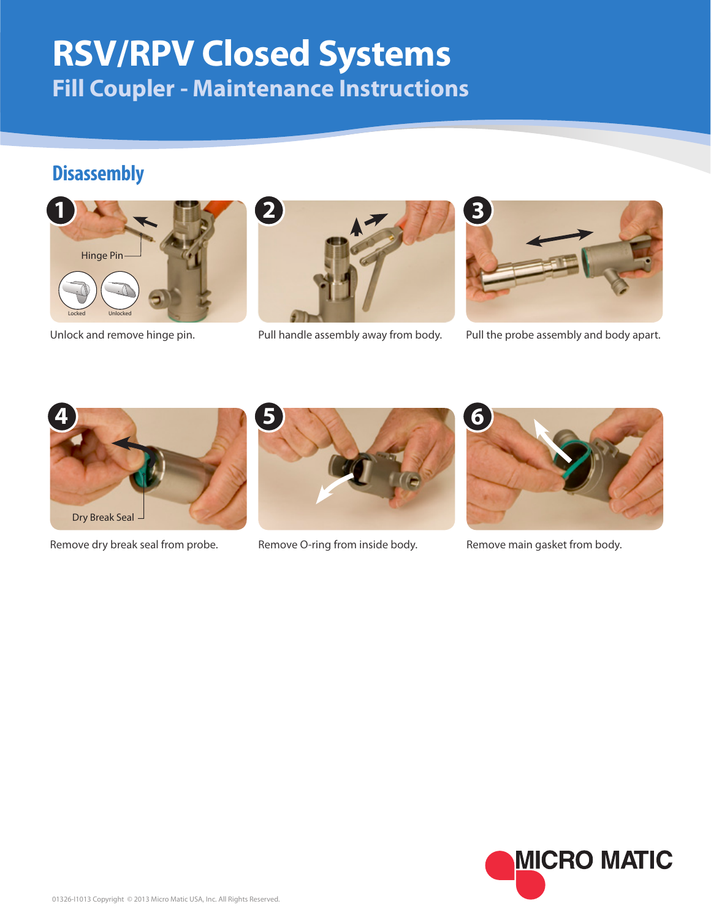# RSV/RPV Closed Systems

## Fill Coupler - Maintenance Instructions

### Disassembly

1. Unlock and remove hinge pin.
2. Pull handle assembly away from body.
3. Pull the probe assembly and body apart.
4. Remove dry break seal from probe.
5. Remove O-ring from inside body.
6. Remove main gasket from body.

01326-I1013 Copyright © 2013 Micro Matic USA, Inc. All Rights Reserved.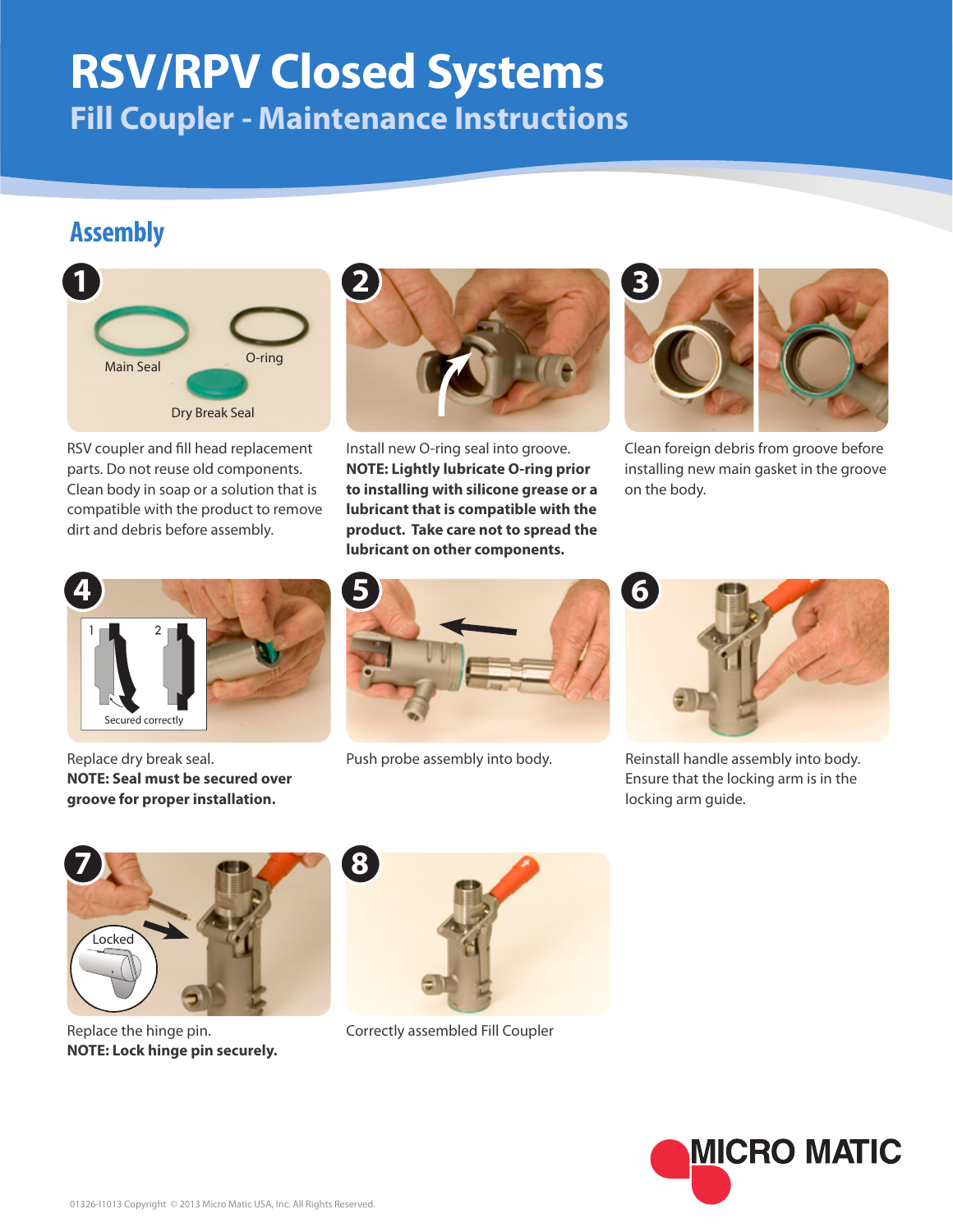# RSV/RPV Closed Systems

## Fill Coupler - Maintenance Instructions

## Assembly

**1**

Main Seal

O-ring

Dry Break Seal

RSV coupler and fill head replacement parts. Do not reuse old components. Clean body in soap or a solution that is compatible with the product to remove dirt and debris before assembly.

**2**

Install new O-ring seal into groove.
**NOTE: Lightly lubricate O-ring prior to installing with silicone grease or a lubricant that is compatible with the product. Take care not to spread the lubricant on other components.**

**3**

Clean foreign debris from groove before installing new main gasket in the groove on the body.

**4**

1 2

Secured correctly

Replace dry break seal.
**NOTE: Seal must be secured over groove for proper installation.**

**5**

Push probe assembly into body.

**6**

Reinstall handle assembly into body. Ensure that the locking arm is in the locking arm guide.

**7**

Locked

Replace the hinge pin.
**NOTE: Lock hinge pin securely.**

**8**

Correctly assembled Fill Coupler

MICRO MATIC

01326-I1013 Copyright © 2013 Micro Matic USA, Inc. All Rights Reserved.